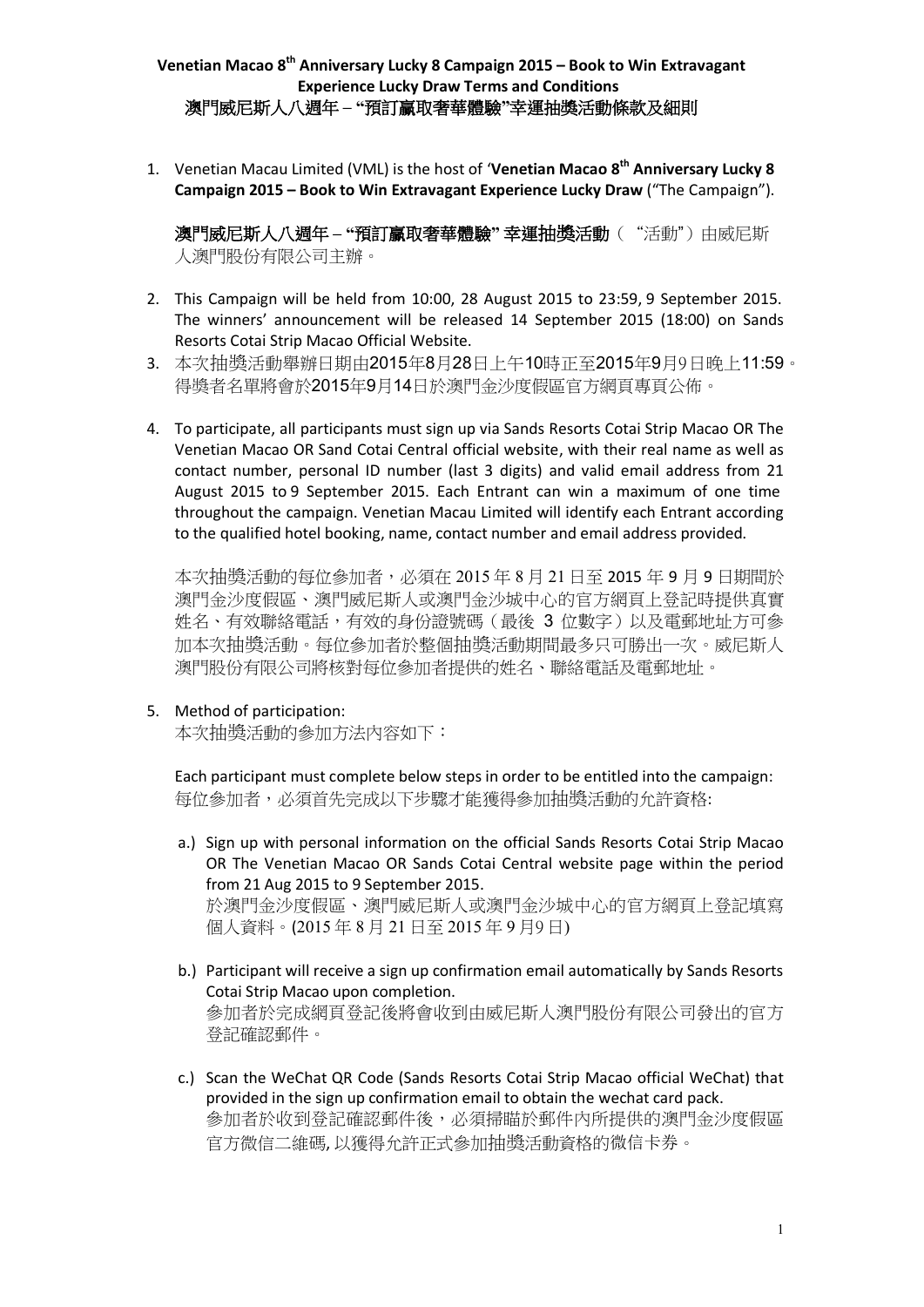# Venetian Macao 8th Anniversary Lucky 8 Campaign 2015 – Book to Win Extravagant Experience Lucky Draw Terms and Conditions

# 澳門威尼斯人八週年 – "預訂贏取奢華體驗"幸運抽獎活動條款及細則

1. Venetian Macau Limited (VML) is the host of '**Venetian Macao 8th Anniversary Lucky 8 Campaign 2015 – Book to Win Extravagant Experience Lucky Draw** ("The Campaign").

   **澳門威尼斯人八週年 – "預訂贏取奢華體驗" 幸運抽獎活動**（"活動"）由威尼斯人澳門股份有限公司主辦。

2. This Campaign will be held from 10:00, 28 August 2015 to 23:59, 9 September 2015. The winners' announcement will be released 14 September 2015 (18:00) on Sands Resorts Cotai Strip Macao Official Website.

3. 本次抽獎活動舉辦日期由2015年8月28日上午10時正至2015年9月9日晚上11:59。得獎者名單將會於2015年9月14日於澳門金沙度假區官方網頁專頁公佈。

4. To participate, all participants must sign up via Sands Resorts Cotai Strip Macao OR The Venetian Macao OR Sand Cotai Central official website, with their real name as well as contact number, personal ID number (last 3 digits) and valid email address from 21 August 2015 to 9 September 2015. Each Entrant can win a maximum of one time throughout the campaign. Venetian Macau Limited will identify each Entrant according to the qualified hotel booking, name, contact number and email address provided.

   本次抽獎活動的每位參加者，必須在 2015 年 8 月 21 日至 2015 年 9 月 9 日期間於澳門金沙度假區、澳門威尼斯人或澳門金沙城中心的官方網頁上登記時提供真實姓名、有效聯絡電話，有效的身份證號碼（最後 3 位數字）以及電郵地址方可參加本次抽獎活動。每位參加者於整個抽獎活動期間最多只可勝出一次。威尼斯人澳門股份有限公司將核對每位參加者提供的姓名、聯絡電話及電郵地址。

5. Method of participation:
   本次抽獎活動的參加方法內容如下：

   Each participant must complete below steps in order to be entitled into the campaign:
   每位參加者，必須首先完成以下步驟才能獲得參加抽獎活動的允許資格:

   a.) Sign up with personal information on the official Sands Resorts Cotai Strip Macao OR The Venetian Macao OR Sands Cotai Central website page within the period from 21 Aug 2015 to 9 September 2015.
   於澳門金沙度假區、澳門威尼斯人或澳門金沙城中心的官方網頁上登記填寫個人資料。(2015 年 8 月 21 日至 2015 年 9 月9 日)

   b.) Participant will receive a sign up confirmation email automatically by Sands Resorts Cotai Strip Macao upon completion.
   參加者於完成網頁登記後將會收到由威尼斯人澳門股份有限公司發出的官方登記確認郵件。

   c.) Scan the WeChat QR Code (Sands Resorts Cotai Strip Macao official WeChat) that provided in the sign up confirmation email to obtain the wechat card pack.
   參加者於收到登記確認郵件後，必須掃瞄於郵件內所提供的澳門金沙度假區官方微信二維碼, 以獲得允許正式參加抽獎活動資格的微信卡券。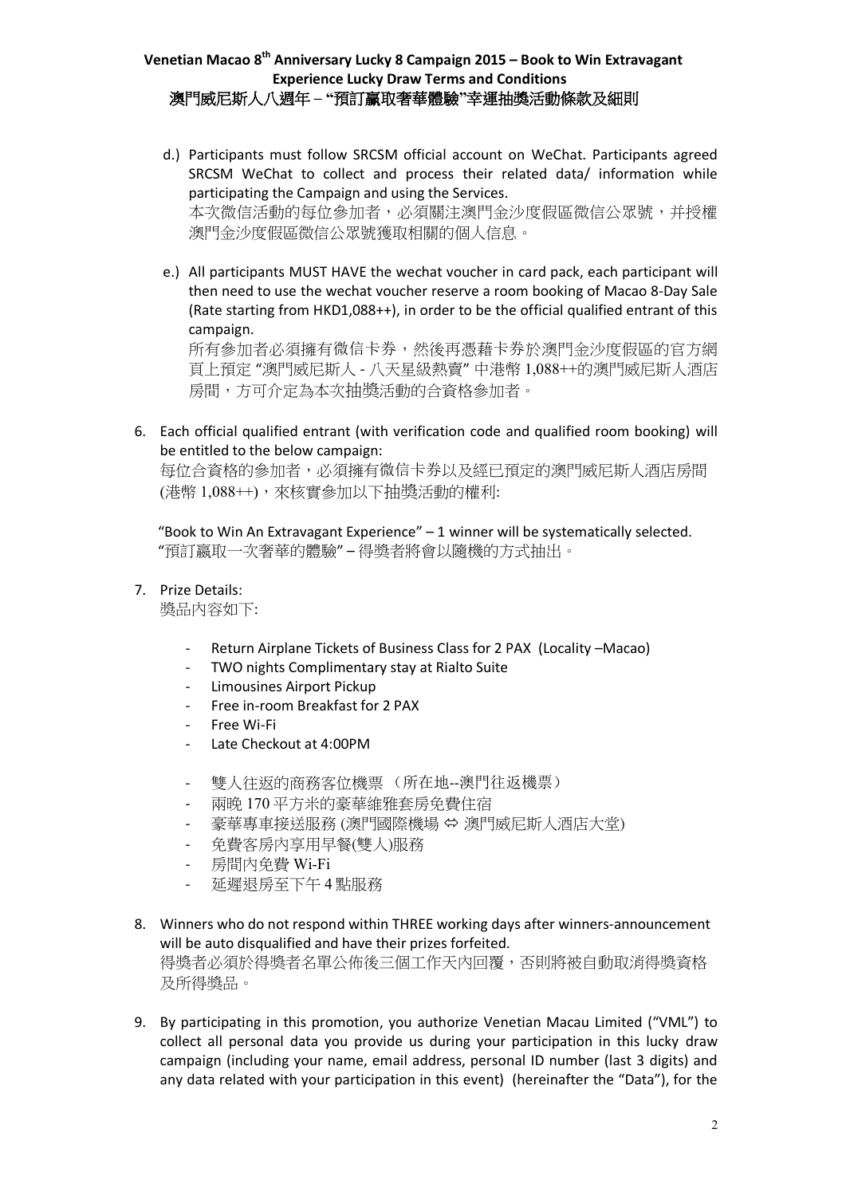d.) Participants must follow SRCSM official account on WeChat. Participants agreed SRCSM WeChat to collect and process their related data/ information while participating the Campaign and using the Services.
本次微信活動的每位參加者，必須關注澳門金沙度假區微信公眾號，并授權澳門金沙度假區微信公眾號獲取相關的個人信息。

e.) All participants MUST HAVE the wechat voucher in card pack, each participant will then need to use the wechat voucher reserve a room booking of Macao 8-Day Sale (Rate starting from HKD1,088++), in order to be the official qualified entrant of this campaign.
所有參加者必須擁有微信卡券，然後再憑藉卡券於澳門金沙度假區的官方網頁上預定 "澳門威尼斯人 - 八天星級熱賣" 中港幣 1,088++的澳門威尼斯人酒店房間，方可介定為本次抽獎活動的合資格參加者。

6. Each official qualified entrant (with verification code and qualified room booking) will be entitled to the below campaign:
每位合資格的參加者，必須擁有微信卡券以及經已預定的澳門威尼斯人酒店房間 (港幣 1,088++)，來核實參加以下抽獎活動的權利:

"Book to Win An Extravagant Experience" – 1 winner will be systematically selected.
"預訂贏取一次奢華的體驗" – 得獎者將會以隨機的方式抽出。

7. Prize Details:
獎品內容如下:

- Return Airplane Tickets of Business Class for 2 PAX (Locality –Macao)
- TWO nights Complimentary stay at Rialto Suite
- Limousines Airport Pickup
- Free in-room Breakfast for 2 PAX
- Free Wi-Fi
- Late Checkout at 4:00PM

- 雙人往返的商務客位機票 （所在地--澳門往返機票）
- 兩晚 170 平方米的豪華維雅套房免費住宿
- 豪華專車接送服務 (澳門國際機場 ⇔ 澳門威尼斯人酒店大堂)
- 免費客房內享用早餐(雙人)服務
- 房間內免費 Wi-Fi
- 延遲退房至下午 4 點服務

8. Winners who do not respond within THREE working days after winners-announcement will be auto disqualified and have their prizes forfeited.
得獎者必須於得獎者名單公佈後三個工作天內回覆，否則將被自動取消得獎資格及所得獎品。

9. By participating in this promotion, you authorize Venetian Macau Limited ("VML") to collect all personal data you provide us during your participation in this lucky draw campaign (including your name, email address, personal ID number (last 3 digits) and any data related with your participation in this event) (hereinafter the "Data"), for the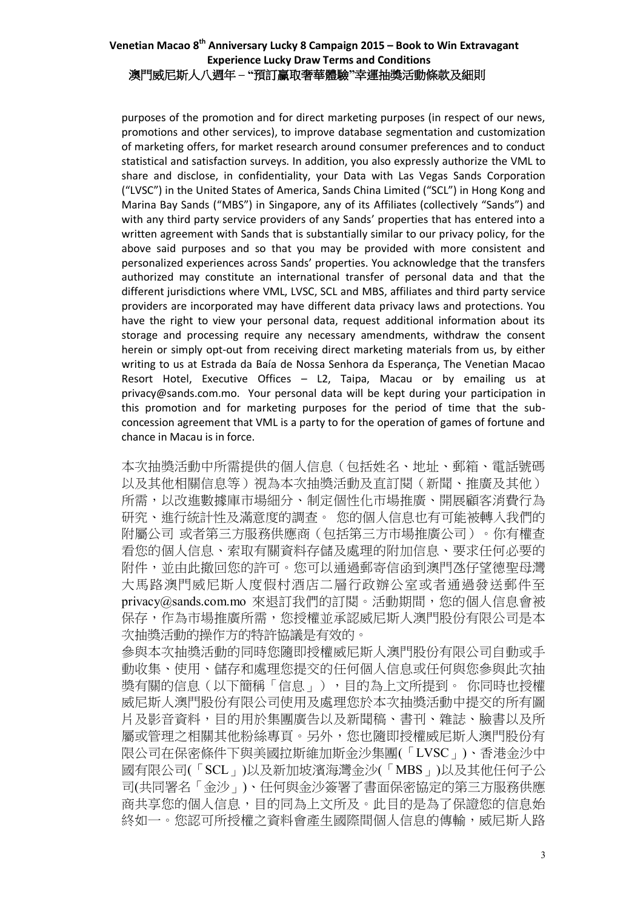purposes of the promotion and for direct marketing purposes (in respect of our news, promotions and other services), to improve database segmentation and customization of marketing offers, for market research around consumer preferences and to conduct statistical and satisfaction surveys. In addition, you also expressly authorize the VML to share and disclose, in confidentiality, your Data with Las Vegas Sands Corporation ("LVSC") in the United States of America, Sands China Limited ("SCL") in Hong Kong and Marina Bay Sands ("MBS") in Singapore, any of its Affiliates (collectively "Sands") and with any third party service providers of any Sands' properties that has entered into a written agreement with Sands that is substantially similar to our privacy policy, for the above said purposes and so that you may be provided with more consistent and personalized experiences across Sands' properties. You acknowledge that the transfers authorized may constitute an international transfer of personal data and that the different jurisdictions where VML, LVSC, SCL and MBS, affiliates and third party service providers are incorporated may have different data privacy laws and protections. You have the right to view your personal data, request additional information about its storage and processing require any necessary amendments, withdraw the consent herein or simply opt-out from receiving direct marketing materials from us, by either writing to us at Estrada da Baía de Nossa Senhora da Esperança, The Venetian Macao Resort Hotel, Executive Offices – L2, Taipa, Macau or by emailing us at privacy@sands.com.mo. Your personal data will be kept during your participation in this promotion and for marketing purposes for the period of time that the sub-concession agreement that VML is a party to for the operation of games of fortune and chance in Macau is in force.

本次抽獎活動中所需提供的個人信息（包括姓名、地址、郵箱、電話號碼以及其他相關信息等）視為本次抽獎活動及直訂閱（新聞、推廣及其他）所需，以改進數據庫市場細分、制定個性化市場推廣、開展顧客消費行為研究、進行統計性及滿意度的調查。 您的個人信息也有可能被轉入我們的附屬公司 或者第三方服務供應商（包括第三方市場推廣公司）。你有權查看您的個人信息、索取有關資料存儲及處理的附加信息、要求任何必要的附件，並由此撤回您的許可。您可以通過郵寄信函到澳門氹仔望德聖母灣大馬路澳門威尼斯人度假村酒店二層行政辦公室或者通過發送郵件至 privacy@sands.com.mo 來退訂我們的訂閱。活動期間，您的個人信息會被保存，作為市場推廣所需，您授權並承認威尼斯人澳門股份有限公司是本次抽獎活動的操作方的特許協議是有效的。

參與本次抽獎活動的同時您隨即授權威尼斯人澳門股份有限公司自動或手動收集、使用、儲存和處理您提交的任何個人信息或任何與您參與此次抽獎有關的信息（以下簡稱「信息」），目的為上文所提到。 你同時也授權威尼斯人澳門股份有限公司使用及處理您於本次抽獎活動中提交的所有圖片及影音資料，目的用於集團廣告以及新聞稿、書刊、雜誌、臉書以及所屬或管理之相關其他粉絲專頁。另外，您也隨即授權威尼斯人澳門股份有限公司在保密條件下與美國拉斯維加斯金沙集團(「LVSC」)、香港金沙中國有限公司(「SCL」)以及新加坡濱海灣金沙(「MBS」)以及其他任何子公司(共同署名「金沙」)、任何與金沙簽署了書面保密協定的第三方服務供應商共享您的個人信息，目的同為上文所及。此目的是為了保證您的信息始終如一。您認可所授權之資料會產生國際間個人信息的傳輸，威尼斯人路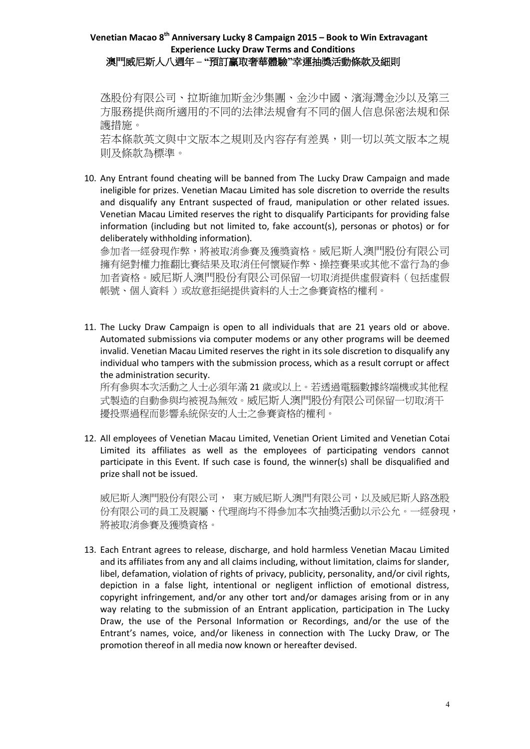氹股份有限公司、拉斯維加斯金沙集團、金沙中國、濱海灣金沙以及第三方服務提供商所適用的不同的法律法規會有不同的個人信息保密法規和保護措施。

若本條款英文與中文版本之規則及內容存有差異，則一切以英文版本之規則及條款為標準。

10. Any Entrant found cheating will be banned from The Lucky Draw Campaign and made ineligible for prizes. Venetian Macau Limited has sole discretion to override the results and disqualify any Entrant suspected of fraud, manipulation or other related issues. Venetian Macau Limited reserves the right to disqualify Participants for providing false information (including but not limited to, fake account(s), personas or photos) or for deliberately withholding information).

    參加者一經發現作弊，將被取消參賽及獲獎資格。威尼斯人澳門股份有限公司擁有絕對權力推翻比賽結果及取消任何懷疑作弊、操控賽果或其他不當行為的參加者資格。威尼斯人澳門股份有限公司保留一切取消提供虛假資料（包括虛假帳號、個人資料 ）或故意拒絕提供資料的人士之參賽資格的權利。

11. The Lucky Draw Campaign is open to all individuals that are 21 years old or above. Automated submissions via computer modems or any other programs will be deemed invalid. Venetian Macau Limited reserves the right in its sole discretion to disqualify any individual who tampers with the submission process, which as a result corrupt or affect the administration security.

    所有參與本次活動之人士必須年滿 21 歲或以上。若透過電腦數據終端機或其他程式製造的自動參與均被視為無效。威尼斯人澳門股份有限公司保留一切取消干擾投票過程而影響系統保安的人士之參賽資格的權利。

12. All employees of Venetian Macau Limited, Venetian Orient Limited and Venetian Cotai Limited its affiliates as well as the employees of participating vendors cannot participate in this Event. If such case is found, the winner(s) shall be disqualified and prize shall not be issued.

    威尼斯人澳門股份有限公司， 東方威尼斯人澳門有限公司，以及威尼斯人路氹股份有限公司的員工及親屬、代理商均不得參加本次抽獎活動以示公允。一經發現，將被取消參賽及獲獎資格。

13. Each Entrant agrees to release, discharge, and hold harmless Venetian Macau Limited and its affiliates from any and all claims including, without limitation, claims for slander, libel, defamation, violation of rights of privacy, publicity, personality, and/or civil rights, depiction in a false light, intentional or negligent infliction of emotional distress, copyright infringement, and/or any other tort and/or damages arising from or in any way relating to the submission of an Entrant application, participation in The Lucky Draw, the use of the Personal Information or Recordings, and/or the use of the Entrant's names, voice, and/or likeness in connection with The Lucky Draw, or The promotion thereof in all media now known or hereafter devised.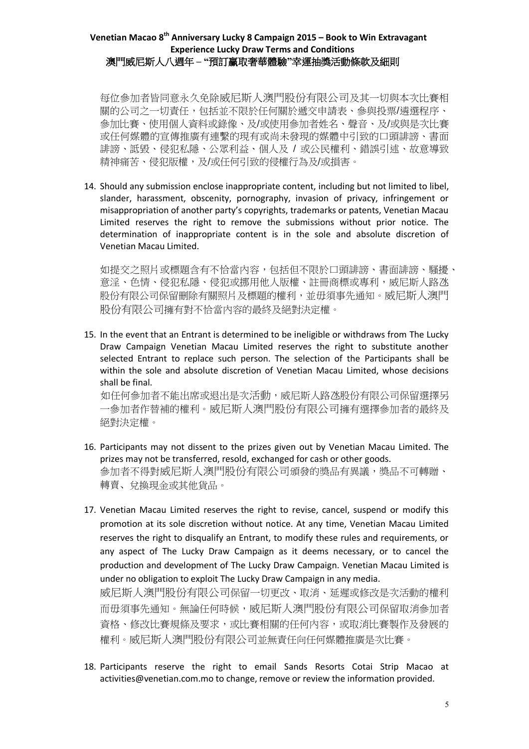每位參加者皆同意永久免除威尼斯人澳門股份有限公司及其一切與本次比賽相關的公司之一切責任，包括並不限於任何關於遞交申請表、參與投票/遴選程序、參加比賽、使用個人資料或錄像、及/或使用參加者姓名、聲音、及/或與是次比賽或任何媒體的宣傳推廣有連繫的現有或尚未發現的媒體中引致的口頭誹謗、書面誹謗、詆毀、侵犯私隱、公眾利益、個人及 / 或公民權利、錯誤引述、故意導致精神痛苦、侵犯版權，及/或任何引致的侵權行為及/或損害。

14. Should any submission enclose inappropriate content, including but not limited to libel, slander, harassment, obscenity, pornography, invasion of privacy, infringement or misappropriation of another party's copyrights, trademarks or patents, Venetian Macau Limited reserves the right to remove the submissions without prior notice. The determination of inappropriate content is in the sole and absolute discretion of Venetian Macau Limited.

    如提交之照片或標題含有不恰當內容，包括但不限於口頭誹謗、書面誹謗、騷擾、意淫、色情、侵犯私隱、侵犯或挪用他人版權、註冊商標或專利，威尼斯人路氹股份有限公司保留刪除有關照片及標題的權利，並毋須事先通知。威尼斯人澳門股份有限公司擁有對不恰當內容的最終及絕對決定權。

15. In the event that an Entrant is determined to be ineligible or withdraws from The Lucky Draw Campaign Venetian Macau Limited reserves the right to substitute another selected Entrant to replace such person. The selection of the Participants shall be within the sole and absolute discretion of Venetian Macau Limited, whose decisions shall be final.
    如任何參加者不能出席或退出是次活動，威尼斯人路氹股份有限公司保留選擇另一參加者作替補的權利。威尼斯人澳門股份有限公司擁有選擇參加者的最終及絕對決定權。

16. Participants may not dissent to the prizes given out by Venetian Macau Limited. The prizes may not be transferred, resold, exchanged for cash or other goods.
    參加者不得對威尼斯人澳門股份有限公司頒發的獎品有異議，獎品不可轉贈、轉賣、兌換現金或其他貨品。

17. Venetian Macau Limited reserves the right to revise, cancel, suspend or modify this promotion at its sole discretion without notice. At any time, Venetian Macau Limited reserves the right to disqualify an Entrant, to modify these rules and requirements, or any aspect of The Lucky Draw Campaign as it deems necessary, or to cancel the production and development of The Lucky Draw Campaign. Venetian Macau Limited is under no obligation to exploit The Lucky Draw Campaign in any media.
    威尼斯人澳門股份有限公司保留一切更改、取消、延遲或修改是次活動的權利而毋須事先通知。無論任何時候，威尼斯人澳門股份有限公司保留取消參加者資格、修改比賽規條及要求，或比賽相關的任何內容，或取消比賽製作及發展的權利。威尼斯人澳門股份有限公司並無責任向任何媒體推廣是次比賽。

18. Participants reserve the right to email Sands Resorts Cotai Strip Macao at activities@venetian.com.mo to change, remove or review the information provided.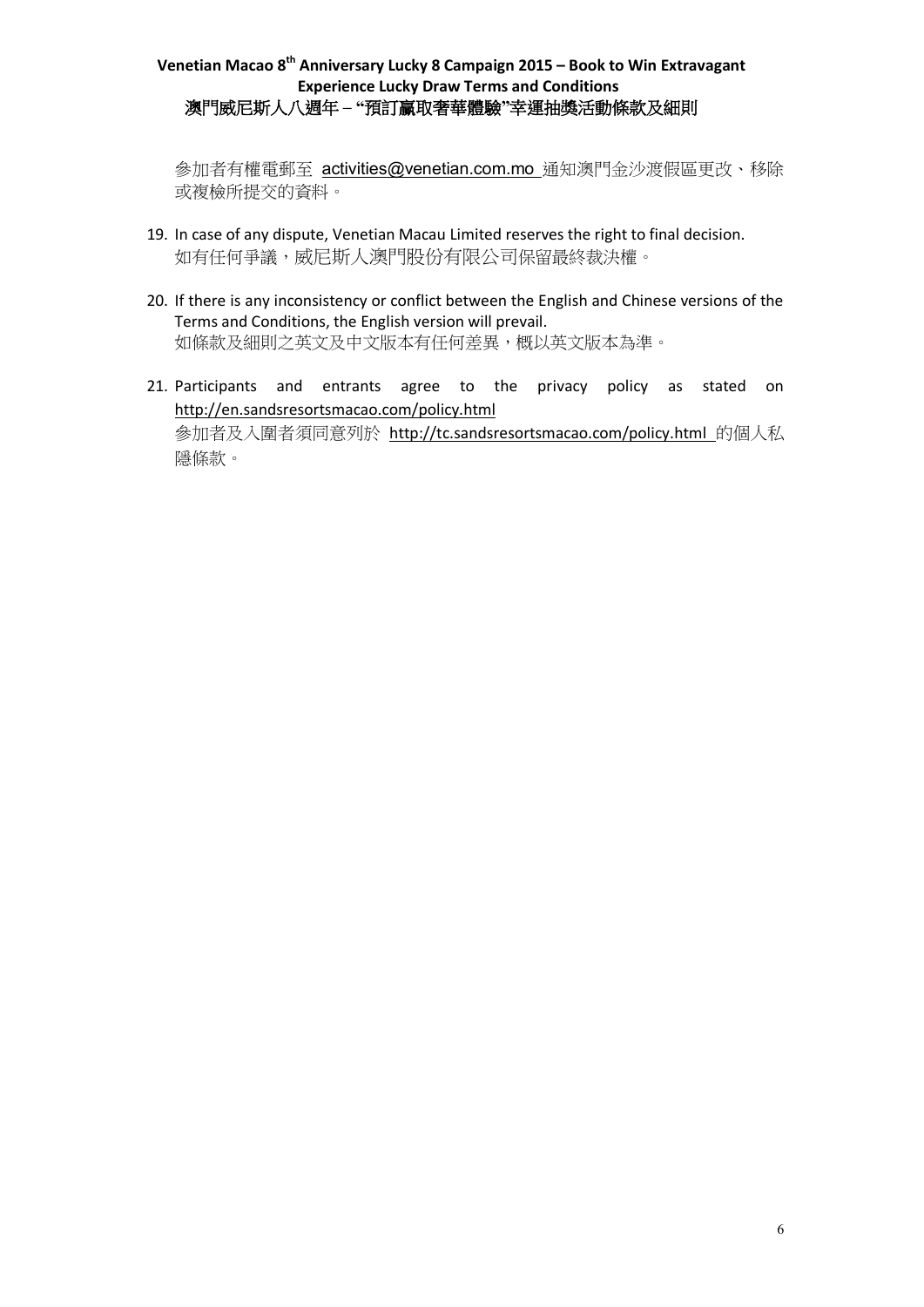參加者有權電郵至 activities@venetian.com.mo 通知澳門金沙渡假區更改、移除或複檢所提交的資料。

19. In case of any dispute, Venetian Macau Limited reserves the right to final decision.
如有任何爭議，威尼斯人澳門股份有限公司保留最終裁決權。

20. If there is any inconsistency or conflict between the English and Chinese versions of the Terms and Conditions, the English version will prevail.
如條款及細則之英文及中文版本有任何差異，概以英文版本為準。

21. Participants and entrants agree to the privacy policy as stated on http://en.sandsresortsmacao.com/policy.html
參加者及入圍者須同意列於 http://tc.sandsresortsmacao.com/policy.html 的個人私隱條款。